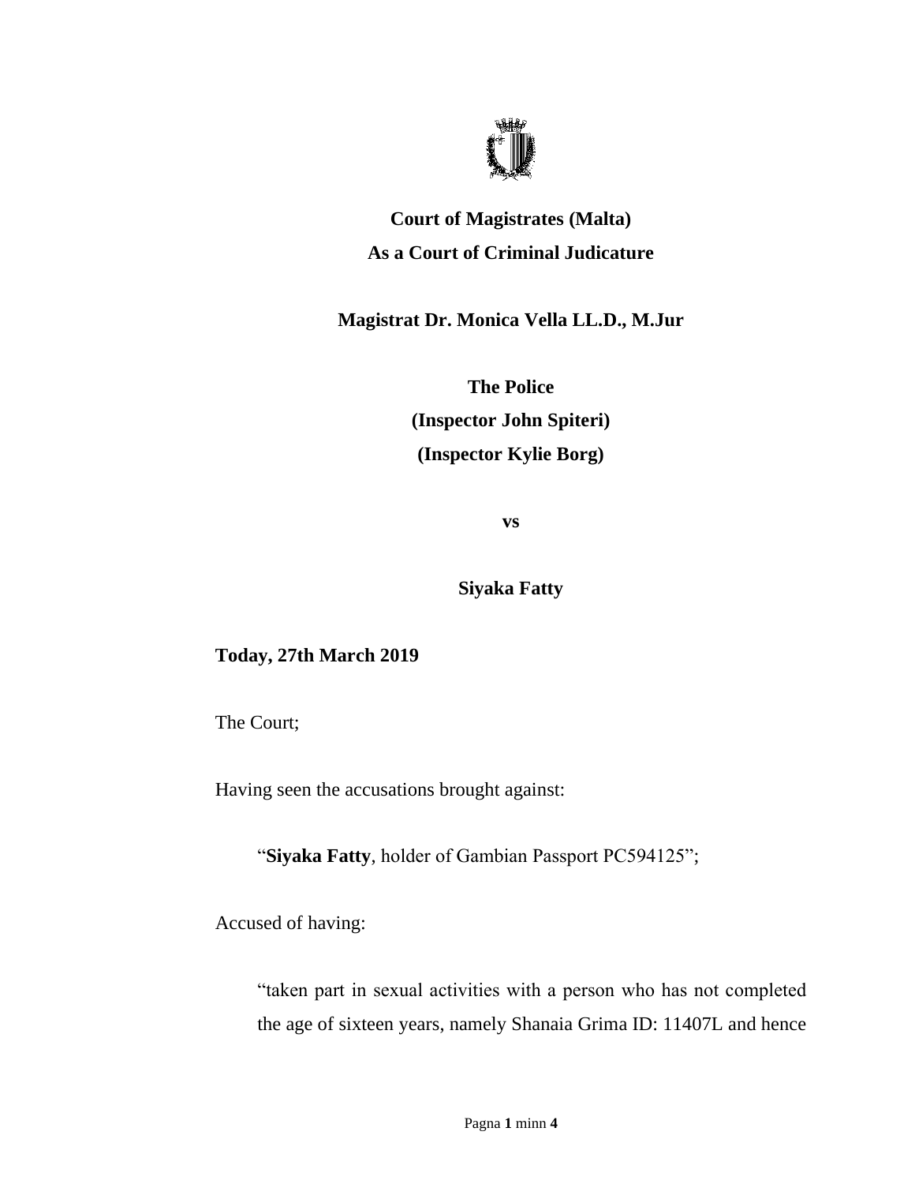**Court of Magistrates (Malta)**
**As a Court of Criminal Judicature**

**Magistrat Dr. Monica Vella LL.D., M.Jur**

**The Police**
**(Inspector John Spiteri)**
**(Inspector Kylie Borg)**

**vs**

**Siyaka Fatty**

**Today, 27th March 2019**

The Court;

Having seen the accusations brought against:

> "**Siyaka Fatty**, holder of Gambian Passport PC594125";

Accused of having:

> "taken part in sexual activities with a person who has not completed the age of sixteen years, namely Shanaia Grima ID: 11407L and hence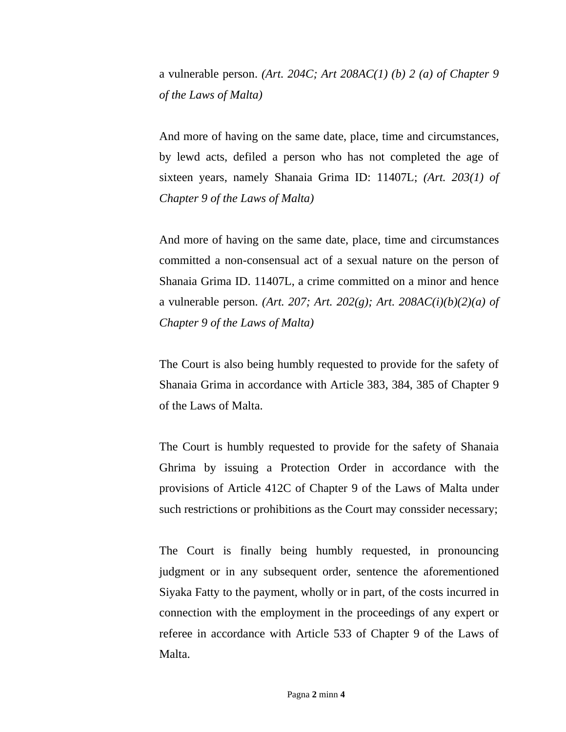a vulnerable person. *(Art. 204C; Art 208AC(1) (b) 2 (a) of Chapter 9 of the Laws of Malta)*

And more of having on the same date, place, time and circumstances, by lewd acts, defiled a person who has not completed the age of sixteen years, namely Shanaia Grima ID: 11407L; *(Art. 203(1) of Chapter 9 of the Laws of Malta)*

And more of having on the same date, place, time and circumstances committed a non-consensual act of a sexual nature on the person of Shanaia Grima ID. 11407L, a crime committed on a minor and hence a vulnerable person. *(Art. 207; Art. 202(g); Art. 208AC(i)(b)(2)(a) of Chapter 9 of the Laws of Malta)*

The Court is also being humbly requested to provide for the safety of Shanaia Grima in accordance with Article 383, 384, 385 of Chapter 9 of the Laws of Malta.

The Court is humbly requested to provide for the safety of Shanaia Ghrima by issuing a Protection Order in accordance with the provisions of Article 412C of Chapter 9 of the Laws of Malta under such restrictions or prohibitions as the Court may conssider necessary;

The Court is finally being humbly requested, in pronouncing judgment or in any subsequent order, sentence the aforementioned Siyaka Fatty to the payment, wholly or in part, of the costs incurred in connection with the employment in the proceedings of any expert or referee in accordance with Article 533 of Chapter 9 of the Laws of Malta.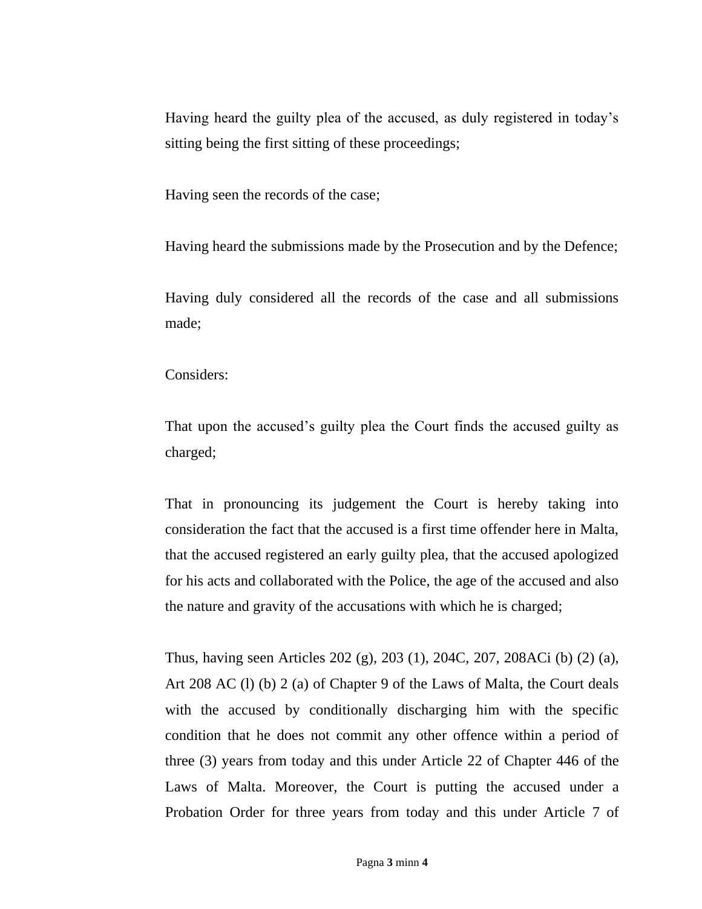Having heard the guilty plea of the accused, as duly registered in today's sitting being the first sitting of these proceedings;

Having seen the records of the case;

Having heard the submissions made by the Prosecution and by the Defence;

Having duly considered all the records of the case and all submissions made;

Considers:

That upon the accused's guilty plea the Court finds the accused guilty as charged;

That in pronouncing its judgement the Court is hereby taking into consideration the fact that the accused is a first time offender here in Malta, that the accused registered an early guilty plea, that the accused apologized for his acts and collaborated with the Police, the age of the accused and also the nature and gravity of the accusations with which he is charged;

Thus, having seen Articles 202 (g), 203 (1), 204C, 207, 208ACi (b) (2) (a), Art 208 AC (l) (b) 2 (a) of Chapter 9 of the Laws of Malta, the Court deals with the accused by conditionally discharging him with the specific condition that he does not commit any other offence within a period of three (3) years from today and this under Article 22 of Chapter 446 of the Laws of Malta. Moreover, the Court is putting the accused under a Probation Order for three years from today and this under Article 7 of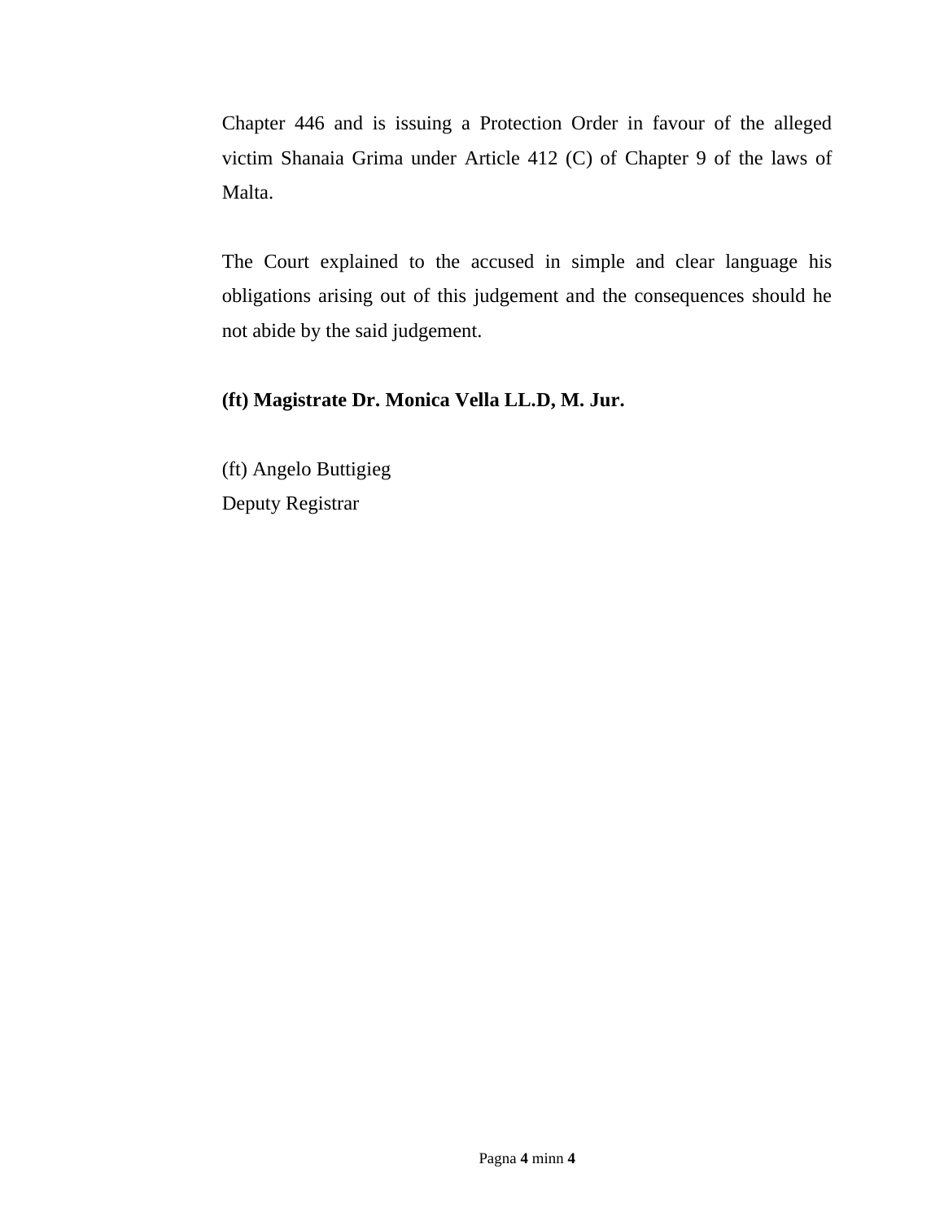Chapter 446 and is issuing a Protection Order in favour of the alleged victim Shanaia Grima under Article 412 (C) of Chapter 9 of the laws of Malta.

The Court explained to the accused in simple and clear language his obligations arising out of this judgement and the consequences should he not abide by the said judgement.

**(ft) Magistrate Dr. Monica Vella LL.D, M. Jur.**

(ft) Angelo Buttigieg
Deputy Registrar